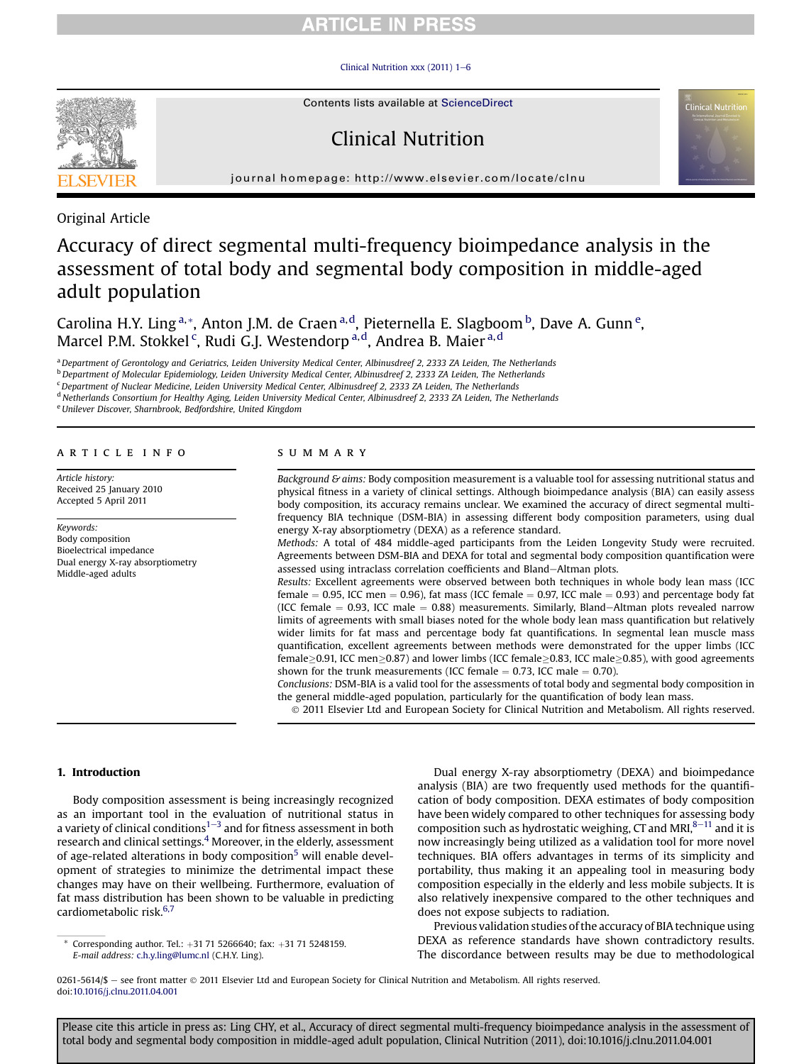Original Article

# Accuracy of direct segmental multi-frequency bioimpedance analysis in the assessment of total body and segmental body composition in middle-aged adult population

Carolina H.Y. Ling [a,*], Anton J.M. de Craen [a,d], Pieternella E. Slagboom [b], Dave A. Gunn [e], Marcel P.M. Stokkel [c], Rudi G.J. Westendorp [a,d], Andrea B. Maier [a,d]

[a] Department of Gerontology and Geriatrics, Leiden University Medical Center, Albinusdreef 2, 2333 ZA Leiden, The Netherlands
[b] Department of Molecular Epidemiology, Leiden University Medical Center, Albinusdreef 2, 2333 ZA Leiden, The Netherlands
[c] Department of Nuclear Medicine, Leiden University Medical Center, Albinusdreef 2, 2333 ZA Leiden, The Netherlands
[d] Netherlands Consortium for Healthy Aging, Leiden University Medical Center, Albinusdreef 2, 2333 ZA Leiden, The Netherlands
[e] Unilever Discover, Sharnbrook, Bedfordshire, United Kingdom

## ARTICLE INFO

*Article history:*
Received 25 January 2010
Accepted 5 April 2011

*Keywords:*
Body composition
Bioelectrical impedance
Dual energy X-ray absorptiometry
Middle-aged adults

## SUMMARY

*Background & aims:* Body composition measurement is a valuable tool for assessing nutritional status and physical fitness in a variety of clinical settings. Although bioimpedance analysis (BIA) can easily assess body composition, its accuracy remains unclear. We examined the accuracy of direct segmental multi-frequency BIA technique (DSM-BIA) in assessing different body composition parameters, using dual energy X-ray absorptiometry (DEXA) as a reference standard.

*Methods:* A total of 484 middle-aged participants from the Leiden Longevity Study were recruited. Agreements between DSM-BIA and DEXA for total and segmental body composition quantification were assessed using intraclass correlation coefficients and Bland–Altman plots.

*Results:* Excellent agreements were observed between both techniques in whole body lean mass (ICC female = 0.95, ICC men = 0.96), fat mass (ICC female = 0.97, ICC male = 0.93) and percentage body fat (ICC female = 0.93, ICC male = 0.88) measurements. Similarly, Bland–Altman plots revealed narrow limits of agreements with small biases noted for the whole body lean mass quantification but relatively wider limits for fat mass and percentage body fat quantifications. In segmental lean muscle mass quantification, excellent agreements between methods were demonstrated for the upper limbs (ICC female≥0.91, ICC men≥0.87) and lower limbs (ICC female≥0.83, ICC male≥0.85), with good agreements shown for the trunk measurements (ICC female = 0.73, ICC male = 0.70).

*Conclusions:* DSM-BIA is a valid tool for the assessments of total body and segmental body composition in the general middle-aged population, particularly for the quantification of body lean mass.

© 2011 Elsevier Ltd and European Society for Clinical Nutrition and Metabolism. All rights reserved.

## 1. Introduction

Body composition assessment is being increasingly recognized as an important tool in the evaluation of nutritional status in a variety of clinical conditions[1–3] and for fitness assessment in both research and clinical settings.[4] Moreover, in the elderly, assessment of age-related alterations in body composition[5] will enable development of strategies to minimize the detrimental impact these changes may have on their wellbeing. Furthermore, evaluation of fat mass distribution has been shown to be valuable in predicting cardiometabolic risk.[6,7]

Dual energy X-ray absorptiometry (DEXA) and bioimpedance analysis (BIA) are two frequently used methods for the quantification of body composition. DEXA estimates of body composition have been widely compared to other techniques for assessing body composition such as hydrostatic weighing, CT and MRI,[8–11] and it is now increasingly being utilized as a validation tool for more novel techniques. BIA offers advantages in terms of its simplicity and portability, thus making it an appealing tool in measuring body composition especially in the elderly and less mobile subjects. It is also relatively inexpensive compared to the other techniques and does not expose subjects to radiation.

Previous validation studies of the accuracy of BIA technique using DEXA as reference standards have shown contradictory results. The discordance between results may be due to methodological

* Corresponding author. Tel.: +31 71 5266640; fax: +31 71 5248159. E-mail address: c.h.y.ling@lumc.nl (C.H.Y. Ling).

0261-5614/$ – see front matter © 2011 Elsevier Ltd and European Society for Clinical Nutrition and Metabolism. All rights reserved.
doi:10.1016/j.clnu.2011.04.001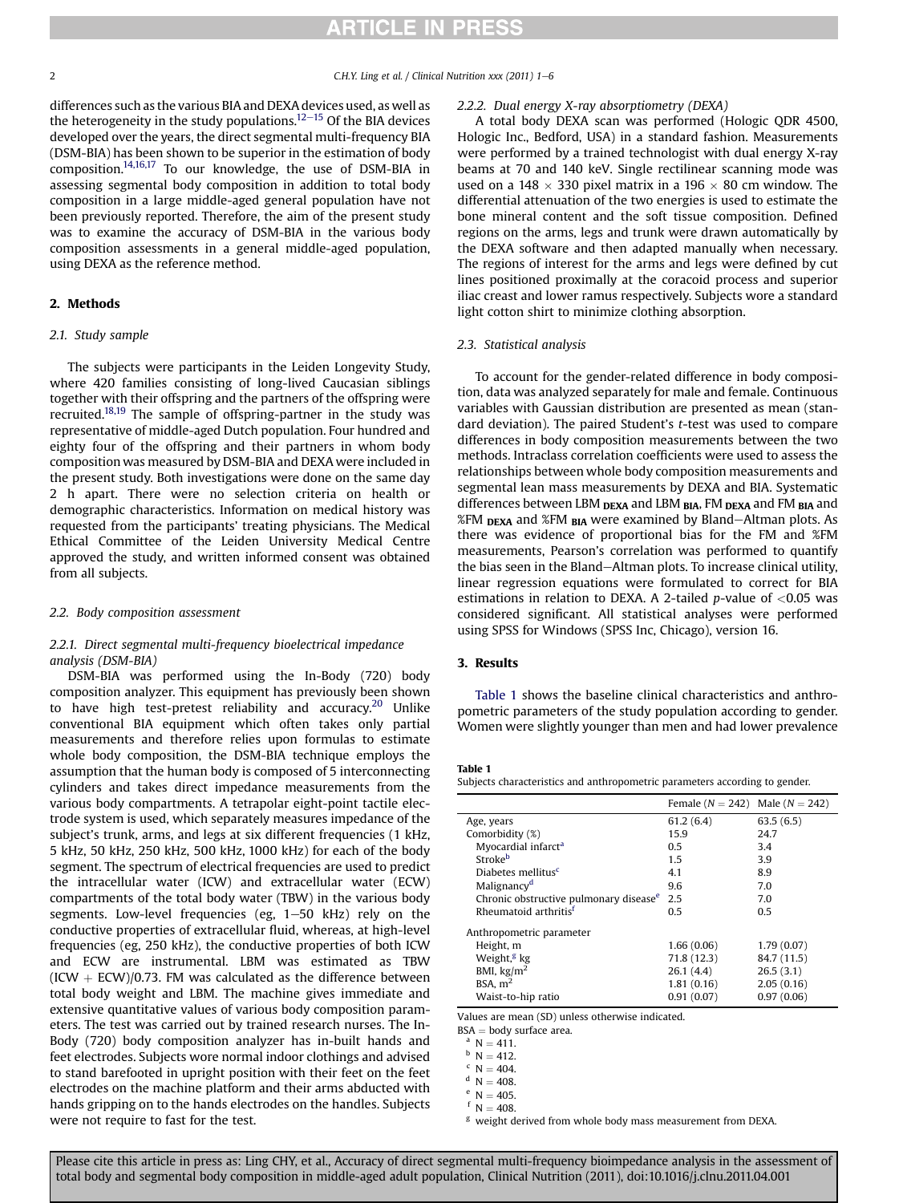differences such as the various BIA and DEXA devices used, as well as the heterogeneity in the study populations.[12–15] Of the BIA devices developed over the years, the direct segmental multi-frequency BIA (DSM-BIA) has been shown to be superior in the estimation of body composition.[14,16,17] To our knowledge, the use of DSM-BIA in assessing segmental body composition in addition to total body composition in a large middle-aged general population have not been previously reported. Therefore, the aim of the present study was to examine the accuracy of DSM-BIA in the various body composition assessments in a general middle-aged population, using DEXA as the reference method.

## 2. Methods

### 2.1. Study sample

The subjects were participants in the Leiden Longevity Study, where 420 families consisting of long-lived Caucasian siblings together with their offspring and the partners of the offspring were recruited.[18,19] The sample of offspring-partner in the study was representative of middle-aged Dutch population. Four hundred and eighty four of the offspring and their partners in whom body composition was measured by DSM-BIA and DEXA were included in the present study. Both investigations were done on the same day 2 h apart. There were no selection criteria on health or demographic characteristics. Information on medical history was requested from the participants' treating physicians. The Medical Ethical Committee of the Leiden University Medical Centre approved the study, and written informed consent was obtained from all subjects.

### 2.2. Body composition assessment

#### 2.2.1. Direct segmental multi-frequency bioelectrical impedance analysis (DSM-BIA)

DSM-BIA was performed using the In-Body (720) body composition analyzer. This equipment has previously been shown to have high test-pretest reliability and accuracy.[20] Unlike conventional BIA equipment which often takes only partial measurements and therefore relies upon formulas to estimate whole body composition, the DSM-BIA technique employs the assumption that the human body is composed of 5 interconnecting cylinders and takes direct impedance measurements from the various body compartments. A tetrapolar eight-point tactile electrode system is used, which separately measures impedance of the subject's trunk, arms, and legs at six different frequencies (1 kHz, 5 kHz, 50 kHz, 250 kHz, 500 kHz, 1000 kHz) for each of the body segment. The spectrum of electrical frequencies are used to predict the intracellular water (ICW) and extracellular water (ECW) compartments of the total body water (TBW) in the various body segments. Low-level frequencies (eg, 1–50 kHz) rely on the conductive properties of extracellular fluid, whereas, at high-level frequencies (eg, 250 kHz), the conductive properties of both ICW and ECW are instrumental. LBM was estimated as TBW (ICW + ECW)/0.73. FM was calculated as the difference between total body weight and LBM. The machine gives immediate and extensive quantitative values of various body composition parameters. The test was carried out by trained research nurses. The In-Body (720) body composition analyzer has in-built hands and feet electrodes. Subjects wore normal indoor clothings and advised to stand barefooted in upright position with their feet on the feet electrodes on the machine platform and their arms abducted with hands gripping on to the hands electrodes on the handles. Subjects were not require to fast for the test.

#### 2.2.2. Dual energy X-ray absorptiometry (DEXA)

A total body DEXA scan was performed (Hologic QDR 4500, Hologic Inc., Bedford, USA) in a standard fashion. Measurements were performed by a trained technologist with dual energy X-ray beams at 70 and 140 keV. Single rectilinear scanning mode was used on a 148 × 330 pixel matrix in a 196 × 80 cm window. The differential attenuation of the two energies is used to estimate the bone mineral content and the soft tissue composition. Defined regions on the arms, legs and trunk were drawn automatically by the DEXA software and then adapted manually when necessary. The regions of interest for the arms and legs were defined by cut lines positioned proximally at the coracoid process and superior iliac creast and lower ramus respectively. Subjects wore a standard light cotton shirt to minimize clothing absorption.

### 2.3. Statistical analysis

To account for the gender-related difference in body composition, data was analyzed separately for male and female. Continuous variables with Gaussian distribution are presented as mean (standard deviation). The paired Student's *t*-test was used to compare differences in body composition measurements between the two methods. Intraclass correlation coefficients were used to assess the relationships between whole body composition measurements and segmental lean mass measurements by DEXA and BIA. Systematic differences between $LBM_{DEXA}$ and $LBM_{BIA}$, $FM_{DEXA}$ and $FM_{BIA}$ and $\%FM_{DEXA}$ and $\%FM_{BIA}$ were examined by Bland–Altman plots. As there was evidence of proportional bias for the FM and %FM measurements, Pearson's correlation was performed to quantify the bias seen in the Bland–Altman plots. To increase clinical utility, linear regression equations were formulated to correct for BIA estimations in relation to DEXA. A 2-tailed *p*-value of $<0.05$ was considered significant. All statistical analyses were performed using SPSS for Windows (SPSS Inc, Chicago), version 16.

## 3. Results

Table 1 shows the baseline clinical characteristics and anthropometric parameters of the study population according to gender. Women were slightly younger than men and had lower prevalence

**Table 1**
Subjects characteristics and anthropometric parameters according to gender.

| | Female ($N = 242$) | Male ($N = 242$) |
|---|---|---|
| Age, years | 61.2 (6.4) | 63.5 (6.5) |
| Comorbidity (%) | 15.9 | 24.7 |
| Myocardial infarct[a] | 0.5 | 3.4 |
| Stroke[b] | 1.5 | 3.9 |
| Diabetes mellitus[c] | 4.1 | 8.9 |
| Malignancy[d] | 9.6 | 7.0 |
| Chronic obstructive pulmonary disease[e] | 2.5 | 7.0 |
| Rheumatoid arthritis[f] | 0.5 | 0.5 |
| Anthropometric parameter | | |
| Height, m | 1.66 (0.06) | 1.79 (0.07) |
| Weight,[g] kg | 71.8 (12.3) | 84.7 (11.5) |
| BMI, kg/m$^2$ | 26.1 (4.4) | 26.5 (3.1) |
| BSA, m$^2$ | 1.81 (0.16) | 2.05 (0.16) |
| Waist-to-hip ratio | 0.91 (0.07) | 0.97 (0.06) |

Values are mean (SD) unless otherwise indicated.
BSA = body surface area.
[a] N = 411.
[b] N = 412.
[c] N = 404.
[d] N = 408.
[e] N = 405.
[f] N = 408.
[g] weight derived from whole body mass measurement from DEXA.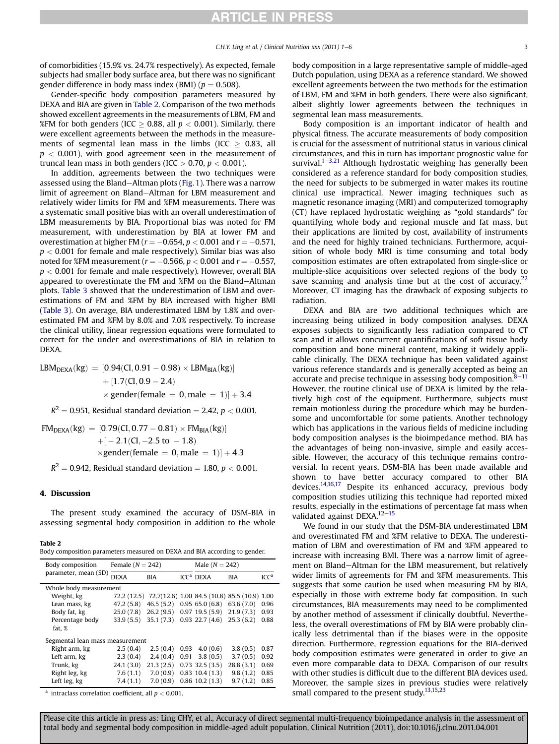of comorbidities (15.9% vs. 24.7% respectively). As expected, female subjects had smaller body surface area, but there was no significant gender difference in body mass index (BMI) ($p = 0.508$).

Gender-specific body composition parameters measured by DEXA and BIA are given in Table 2. Comparison of the two methods showed excellent agreements in the measurements of LBM, FM and %FM for both genders (ICC ≥ 0.88, all $p < 0.001$). Similarly, there were excellent agreements between the methods in the measurements of segmental lean mass in the limbs (ICC ≥ 0.83, all $p < 0.001$), with good agreement seen in the measurement of truncal lean mass in both genders (ICC > 0.70, $p < 0.001$).

In addition, agreements between the two techniques were assessed using the Bland–Altman plots (Fig. 1). There was a narrow limit of agreement on Bland–Altman for LBM measurement and relatively wider limits for FM and %FM measurements. There was a systematic small positive bias with an overall underestimation of LBM measurements by BIA. Proportional bias was noted for FM measurement, with underestimation by BIA at lower FM and overestimation at higher FM ($r = -0.654$, $p < 0.001$ and $r = -0.571$, $p < 0.001$ for female and male respectively). Similar bias was also noted for %FM measurement ($r = -0.566$, $p < 0.001$ and $r = -0.557$, $p < 0.001$ for female and male respectively). However, overall BIA appeared to overestimate the FM and %FM on the Bland–Altman plots. Table 3 showed that the underestimation of LBM and overestimations of FM and %FM by BIA increased with higher BMI (Table 3). On average, BIA underestimated LBM by 1.8% and overestimated FM and %FM by 8.0% and 7.0% respectively. To increase the clinical utility, linear regression equations were formulated to correct for the under and overestimations of BIA in relation to DEXA.

$$\begin{aligned} LBM_{DEXA}(kg) = {} & [0.94(CI, 0.91-0.98) \times LBM_{BIA}(kg)] \\ & + [1.7(CI, 0.9-2.4) \\ & \times gender(female = 0, male = 1)] + 3.4 \end{aligned}$$

$R^2 = 0.951$, Residual standard deviation $= 2.42$, $p < 0.001$.

$$\begin{aligned} FM_{DEXA}(kg) = {} & [0.79(CI, 0.77-0.81) \times FM_{BIA}(kg)] \\ & + [-2.1(CI, -2.5 \text{ to } -1.8) \\ & \times gender(female = 0, male = 1)] + 4.3 \end{aligned}$$

$R^2 = 0.942$, Residual standard deviation $= 1.80$, $p < 0.001$.

## 4. Discussion

The present study examined the accuracy of DSM-BIA in assessing segmental body composition in addition to the whole body composition in a large representative sample of middle-aged Dutch population, using DEXA as a reference standard. We showed excellent agreements between the two methods for the estimation of LBM, FM and %FM in both genders. There were also significant, albeit slightly lower agreements between the techniques in segmental lean mass measurements.

Body composition is an important indicator of health and physical fitness. The accurate measurements of body composition is crucial for the assessment of nutritional status in various clinical circumstances, and this in turn has important prognostic value for survival.[1–3,21] Although hydrostatic weighing has generally been considered as a reference standard for body composition studies, the need for subjects to be submerged in water makes its routine clinical use impractical. Newer imaging techniques such as magnetic resonance imaging (MRI) and computerized tomography (CT) have replaced hydrostatic weighing as "gold standards" for quantifying whole body and regional muscle and fat mass, but their applications are limited by cost, availability of instruments and the need for highly trained technicians. Furthermore, acquisition of whole body MRI is time consuming and total body composition estimates are often extrapolated from single-slice or multiple-slice acquisitions over selected regions of the body to save scanning and analysis time but at the cost of accuracy.[22] Moreover, CT imaging has the drawback of exposing subjects to radiation.

DEXA and BIA are two additional techniques which are increasing being utilized in body composition analyses. DEXA exposes subjects to significantly less radiation compared to CT scan and it allows concurrent quantifications of soft tissue body composition and bone mineral content, making it widely applicable clinically. The DEXA technique has been validated against various reference standards and is generally accepted as being an accurate and precise technique in assessing body composition.[8–11] However, the routine clinical use of DEXA is limited by the relatively high cost of the equipment. Furthermore, subjects must remain motionless during the procedure which may be burdensome and uncomfortable for some patients. Another technology which has applications in the various fields of medicine including body composition analyses is the bioimpedance method. BIA has the advantages of being non-invasive, simple and easily accessible. However, the accuracy of this technique remains controversial. In recent years, DSM-BIA has been made available and shown to have better accuracy compared to other BIA devices.[14,16,17] Despite its enhanced accuracy, previous body composition studies utilizing this technique had reported mixed results, especially in the estimations of percentage fat mass when validated against DEXA.[12–15]

We found in our study that the DSM-BIA underestimated LBM and overestimated FM and %FM relative to DEXA. The underestimation of LBM and overestimation of FM and %FM appeared to increase with increasing BMI. There was a narrow limit of agreement on Bland–Altman for the LBM measurement, but relatively wider limits of agreements for FM and %FM measurements. This suggests that some caution be used when measuring FM by BIA, especially in those with extreme body fat composition. In such circumstances, BIA measurements may need to be complimented by another method of assessment if clinically doubtful. Nevertheless, the overall overestimations of FM by BIA were probably clinically less detrimental than if the biases were in the opposite direction. Furthermore, regression equations for the BIA-derived body composition estimates were generated in order to give an even more comparable data to DEXA. Comparison of our results with other studies is difficult due to the different BIA devices used. Moreover, the sample sizes in previous studies were relatively small compared to the present study.[13,15,23]

**Table 2**
Body composition parameters measured on DEXA and BIA according to gender.

| Body composition parameter, mean (SD) | Female (N = 242) | | | Male (N = 242) | | |
|---|---|---|---|---|---|---|
| | DEXA | BIA | ICC[a] | DEXA | BIA | ICC[a] |
| Whole body measurement | | | | | | |
| Weight, kg | 72.2 (12.5) | 72.7(12.6) | 1.00 | 84.5 (10.8) | 85.5 (10.9) | 1.00 |
| Lean mass, kg | 47.2 (5.8) | 46.5 (5.2) | 0.95 | 65.0 (6.8) | 63.6 (7.0) | 0.96 |
| Body fat, kg | 25.0 (7.8) | 26.2 (9.5) | 0.97 | 19.5 (5.9) | 21.9 (7.3) | 0.93 |
| Percentage body fat, % | 33.9 (5.5) | 35.1 (7.3) | 0.93 | 22.7 (4.6) | 25.3 (6.2) | 0.88 |
| Segmental lean mass measurement | | | | | | |
| Right arm, kg | 2.5 (0.4) | 2.5 (0.4) | 0.93 | 4.0 (0.6) | 3.8 (0.5) | 0.87 |
| Left arm, kg | 2.3 (0.4) | 2.4 (0.4) | 0.91 | 3.8 (0.5) | 3.7 (0.5) | 0.92 |
| Trunk, kg | 24.1 (3.0) | 21.3 (2.5) | 0.73 | 32.5 (3.5) | 28.8 (3.1) | 0.69 |
| Right leg, kg | 7.6 (1.1) | 7.0 (0.9) | 0.83 | 10.4 (1.3) | 9.8 (1.2) | 0.85 |
| Left leg, kg | 7.4 (1.1) | 7.0 (0.9) | 0.86 | 10.2 (1.3) | 9.7 (1.2) | 0.85 |

[a] intraclass correlation coefficient, all $p < 0.001$.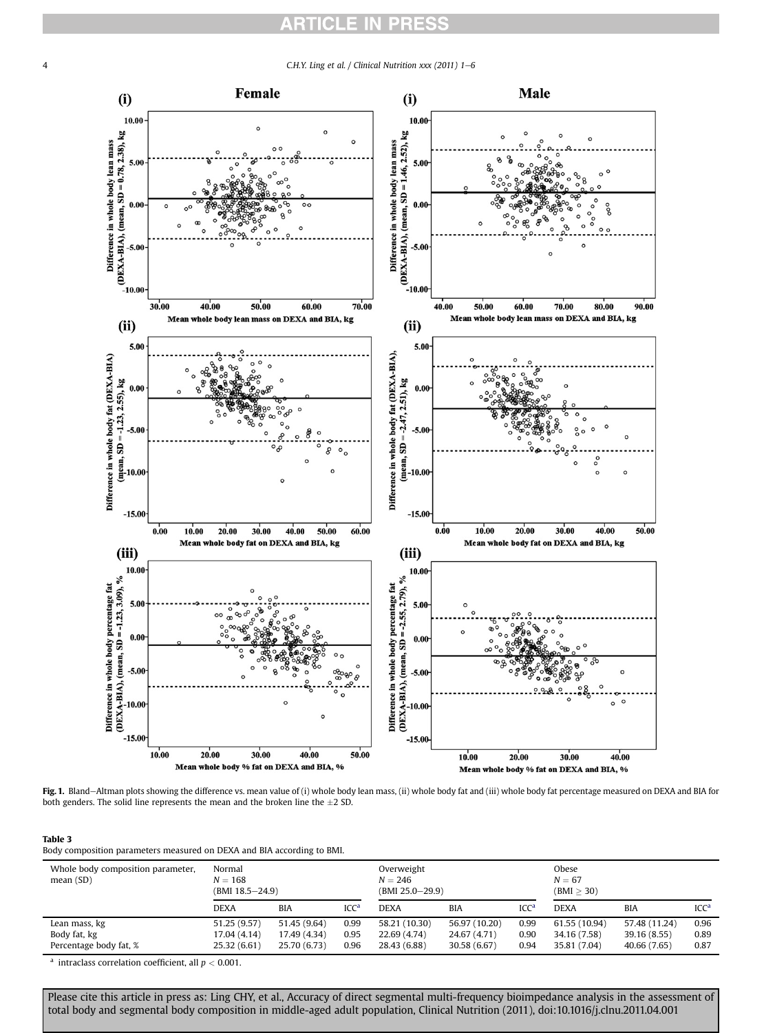**Fig. 1.** Bland–Altman plots showing the difference vs. mean value of (i) whole body lean mass, (ii) whole body fat and (iii) whole body fat percentage measured on DEXA and BIA for both genders. The solid line represents the mean and the broken line the ±2 SD.

**Table 3**
Body composition parameters measured on DEXA and BIA according to BMI.

| Whole body composition parameter, mean (SD) | Normal $N = 168$ (BMI 18.5–24.9) | | | Overweight $N = 246$ (BMI 25.0–29.9) | | | Obese $N = 67$ (BMI ≥ 30) | | |
|---|---|---|---|---|---|---|---|---|---|
| | DEXA | BIA | ICC[a] | DEXA | BIA | ICC[a] | DEXA | BIA | ICC[a] |
| Lean mass, kg | 51.25 (9.57) | 51.45 (9.64) | 0.99 | 58.21 (10.30) | 56.97 (10.20) | 0.99 | 61.55 (10.94) | 57.48 (11.24) | 0.96 |
| Body fat, kg | 17.04 (4.14) | 17.49 (4.34) | 0.95 | 22.69 (4.74) | 24.67 (4.71) | 0.90 | 34.16 (7.58) | 39.16 (8.55) | 0.89 |
| Percentage body fat, % | 25.32 (6.61) | 25.70 (6.73) | 0.96 | 28.43 (6.88) | 30.58 (6.67) | 0.94 | 35.81 (7.04) | 40.66 (7.65) | 0.87 |

[a] intraclass correlation coefficient, all $p < 0.001$.

Please cite this article in press as: Ling CHY, et al., Accuracy of direct segmental multi-frequency bioimpedance analysis in the assessment of total body and segmental body composition in middle-aged adult population, Clinical Nutrition (2011), doi:10.1016/j.clnu.2011.04.001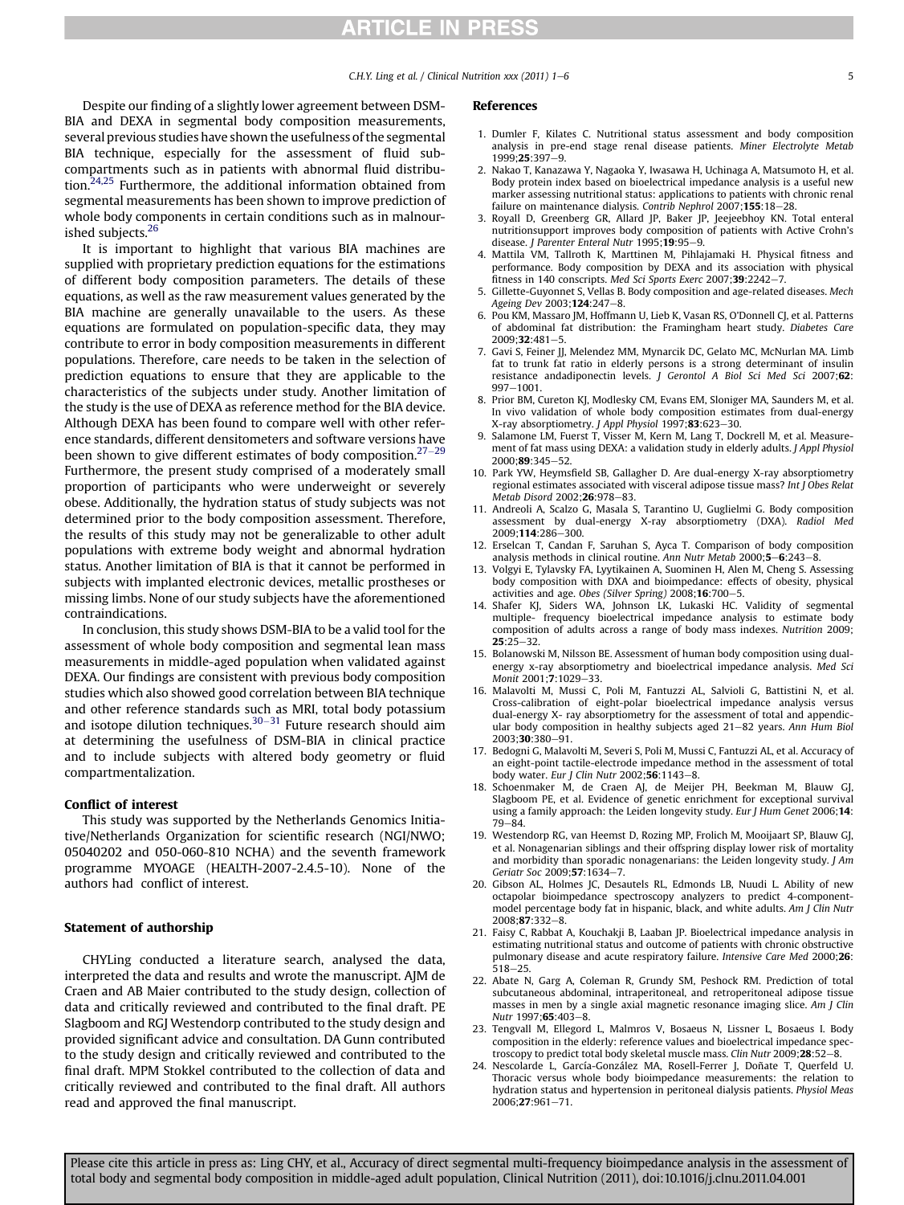Despite our finding of a slightly lower agreement between DSM-BIA and DEXA in segmental body composition measurements, several previous studies have shown the usefulness of the segmental BIA technique, especially for the assessment of fluid sub-compartments such as in patients with abnormal fluid distribution.[24,25] Furthermore, the additional information obtained from segmental measurements has been shown to improve prediction of whole body components in certain conditions such as in malnourished subjects.[26]

It is important to highlight that various BIA machines are supplied with proprietary prediction equations for the estimations of different body composition parameters. The details of these equations, as well as the raw measurement values generated by the BIA machine are generally unavailable to the users. As these equations are formulated on population-specific data, they may contribute to error in body composition measurements in different populations. Therefore, care needs to be taken in the selection of prediction equations to ensure that they are applicable to the characteristics of the subjects under study. Another limitation of the study is the use of DEXA as reference method for the BIA device. Although DEXA has been found to compare well with other reference standards, different densitometers and software versions have been shown to give different estimates of body composition.[27–29] Furthermore, the present study comprised of a moderately small proportion of participants who were underweight or severely obese. Additionally, the hydration status of study subjects was not determined prior to the body composition assessment. Therefore, the results of this study may not be generalizable to other adult populations with extreme body weight and abnormal hydration status. Another limitation of BIA is that it cannot be performed in subjects with implanted electronic devices, metallic prostheses or missing limbs. None of our study subjects have the aforementioned contraindications.

In conclusion, this study shows DSM-BIA to be a valid tool for the assessment of whole body composition and segmental lean mass measurements in middle-aged population when validated against DEXA. Our findings are consistent with previous body composition studies which also showed good correlation between BIA technique and other reference standards such as MRI, total body potassium and isotope dilution techniques.[30–31] Future research should aim at determining the usefulness of DSM-BIA in clinical practice and to include subjects with altered body geometry or fluid compartmentalization.

### Conflict of interest

This study was supported by the Netherlands Genomics Initiative/Netherlands Organization for scientific research (NGI/NWO; 05040202 and 050-060-810 NCHA) and the seventh framework programme MYOAGE (HEALTH-2007-2.4.5-10). None of the authors had conflict of interest.

### Statement of authorship

CHYLing conducted a literature search, analysed the data, interpreted the data and results and wrote the manuscript. AJM de Craen and AB Maier contributed to the study design, collection of data and critically reviewed and contributed to the final draft. PE Slagboom and RGJ Westendorp contributed to the study design and provided significant advice and consultation. DA Gunn contributed to the study design and critically reviewed and contributed to the final draft. MPM Stokkel contributed to the collection of data and critically reviewed and contributed to the final draft. All authors read and approved the final manuscript.

### References

1. Dumler F, Kilates C. Nutritional status assessment and body composition analysis in pre-end stage renal disease patients. *Miner Electrolyte Metab* 1999;**25**:397–9.
2. Nakao T, Kanazawa Y, Nagaoka Y, Iwasawa H, Uchinaga A, Matsumoto H, et al. Body protein index based on bioelectrical impedance analysis is a useful new marker assessing nutritional status: applications to patients with chronic renal failure on maintenance dialysis. *Contrib Nephrol* 2007;**155**:18–28.
3. Royall D, Greenberg GR, Allard JP, Baker JP, Jeejeebhoy KN. Total enteral nutritionsupport improves body composition of patients with Active Crohn's disease. *J Parenter Enteral Nutr* 1995;**19**:95–9.
4. Mattila VM, Tallroth K, Marttinen M, Pihlajamaki H. Physical fitness and performance. Body composition by DEXA and its association with physical fitness in 140 conscripts. *Med Sci Sports Exerc* 2007;**39**:2242–7.
5. Gillette-Guyonnet S, Vellas B. Body composition and age-related diseases. *Mech Ageing Dev* 2003;**124**:247–8.
6. Pou KM, Massaro JM, Hoffmann U, Lieb K, Vasan RS, O'Donnell CJ, et al. Patterns of abdominal fat distribution: the Framingham heart study. *Diabetes Care* 2009;**32**:481–5.
7. Gavi S, Feiner JJ, Melendez MM, Mynarcik DC, Gelato MC, McNurlan MA. Limb fat to trunk fat ratio in elderly persons is a strong determinant of insulin resistance andadiponectin levels. *J Gerontol A Biol Sci Med Sci* 2007;**62**: 997–1001.
8. Prior BM, Cureton KJ, Modlesky CM, Evans EM, Sloniger MA, Saunders M, et al. In vivo validation of whole body composition estimates from dual-energy X-ray absorptiometry. *J Appl Physiol* 1997;**83**:623–30.
9. Salamone LM, Fuerst T, Visser M, Kern M, Lang T, Dockrell M, et al. Measurement of fat mass using DEXA: a validation study in elderly adults. *J Appl Physiol* 2000;**89**:345–52.
10. Park YW, Heymsfield SB, Gallagher D. Are dual-energy X-ray absorptiometry regional estimates associated with visceral adipose tissue mass? *Int J Obes Relat Metab Disord* 2002;**26**:978–83.
11. Andreoli A, Scalzo G, Masala S, Tarantino U, Guglielmi G. Body composition assessment by dual-energy X-ray absorptiometry (DXA). *Radiol Med* 2009;**114**:286–300.
12. Erselcan T, Candan F, Saruhan S, Ayca T. Comparison of body composition analysis methods in clinical routine. *Ann Nutr Metab* 2000;**5–6**:243–8.
13. Volgyi E, Tylavsky FA, Lyytikainen A, Suominen H, Alen M, Cheng S. Assessing body composition with DXA and bioimpedance: effects of obesity, physical activities and age. *Obes (Silver Spring)* 2008;**16**:700–5.
14. Shafer KJ, Siders WA, Johnson LK, Lukaski HC. Validity of segmental multiple- frequency bioelectrical impedance analysis to estimate body composition of adults across a range of body mass indexes. *Nutrition* 2009; **25**:25–32.
15. Bolanowski M, Nilsson BE. Assessment of human body composition using dual-energy x-ray absorptiometry and bioelectrical impedance analysis. *Med Sci Monit* 2001;**7**:1029–33.
16. Malavolti M, Mussi C, Poli M, Fantuzzi AL, Salvioli G, Battistini N, et al. Cross-calibration of eight-polar bioelectrical impedance analysis versus dual-energy X- ray absorptiometry for the assessment of total and appendicular body composition in healthy subjects aged 21–82 years. *Ann Hum Biol* 2003;**30**:380–91.
17. Bedogni G, Malavolti M, Severi S, Poli M, Mussi C, Fantuzzi AL, et al. Accuracy of an eight-point tactile-electrode impedance method in the assessment of total body water. *Eur J Clin Nutr* 2002;**56**:1143–8.
18. Schoenmaker M, de Craen AJ, de Meijer PH, Beekman M, Blauw GJ, Slagboom PE, et al. Evidence of genetic enrichment for exceptional survival using a family approach: the Leiden longevity study. *Eur J Hum Genet* 2006;**14**: 79–84.
19. Westendorp RG, van Heemst D, Rozing MP, Frolich M, Mooijaart SP, Blauw GJ, et al. Nonagenarian siblings and their offspring display lower risk of mortality and morbidity than sporadic nonagenarians: the Leiden longevity study. *J Am Geriatr Soc* 2009;**57**:1634–7.
20. Gibson AL, Holmes JC, Desautels RL, Edmonds LB, Nuudi L. Ability of new octapolar bioimpedance spectroscopy analyzers to predict 4-component-model percentage body fat in hispanic, black, and white adults. *Am J Clin Nutr* 2008;**87**:332–8.
21. Faisy C, Rabbat A, Kouchakji B, Laaban JP. Bioelectrical impedance analysis in estimating nutritional status and outcome of patients with chronic obstructive pulmonary disease and acute respiratory failure. *Intensive Care Med* 2000;**26**: 518–25.
22. Abate N, Garg A, Coleman R, Grundy SM, Peshock RM. Prediction of total subcutaneous abdominal, intraperitoneal, and retroperitoneal adipose tissue masses in men by a single axial magnetic resonance imaging slice. *Am J Clin Nutr* 1997;**65**:403–8.
23. Tengvall M, Ellegord L, Malmros V, Bosaeus N, Lissner L, Bosaeus I. Body composition in the elderly: reference values and bioelectrical impedance spectroscopy to predict total body skeletal muscle mass. *Clin Nutr* 2009;**28**:52–8.
24. Nescolarde L, García-González MA, Rosell-Ferrer J, Doñate T, Querfeld U. Thoracic versus whole body bioimpedance measurements: the relation to hydration status and hypertension in peritoneal dialysis patients. *Physiol Meas* 2006;**27**:961–71.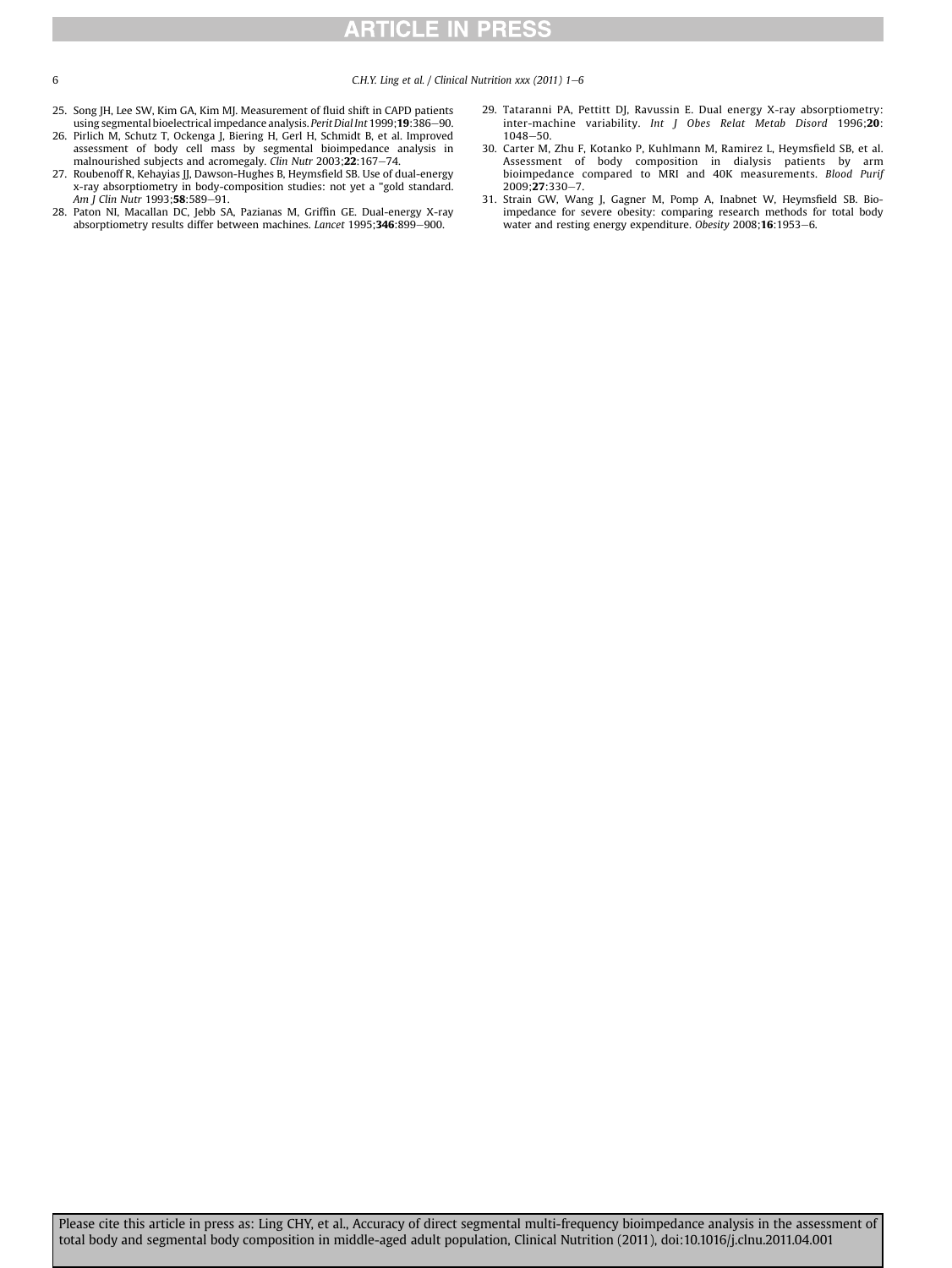25. Song JH, Lee SW, Kim GA, Kim MJ. Measurement of fluid shift in CAPD patients using segmental bioelectrical impedance analysis. *Perit Dial Int* 1999;**19**:386–90.
26. Pirlich M, Schutz T, Ockenga J, Biering H, Gerl H, Schmidt B, et al. Improved assessment of body cell mass by segmental bioimpedance analysis in malnourished subjects and acromegaly. *Clin Nutr* 2003;**22**:167–74.
27. Roubenoff R, Kehayias JJ, Dawson-Hughes B, Heymsfield SB. Use of dual-energy x-ray absorptiometry in body-composition studies: not yet a "gold standard. *Am J Clin Nutr* 1993;**58**:589–91.
28. Paton NI, Macallan DC, Jebb SA, Pazianas M, Griffin GE. Dual-energy X-ray absorptiometry results differ between machines. *Lancet* 1995;**346**:899–900.
29. Tataranni PA, Pettitt DJ, Ravussin E. Dual energy X-ray absorptiometry: inter-machine variability. *Int J Obes Relat Metab Disord* 1996;**20**: 1048–50.
30. Carter M, Zhu F, Kotanko P, Kuhlmann M, Ramirez L, Heymsfield SB, et al. Assessment of body composition in dialysis patients by arm bioimpedance compared to MRI and 40K measurements. *Blood Purif* 2009;**27**:330–7.
31. Strain GW, Wang J, Gagner M, Pomp A, Inabnet W, Heymsfield SB. Bioimpedance for severe obesity: comparing research methods for total body water and resting energy expenditure. *Obesity* 2008;**16**:1953–6.

Please cite this article in press as: Ling CHY, et al., Accuracy of direct segmental multi-frequency bioimpedance analysis in the assessment of total body and segmental body composition in middle-aged adult population, Clinical Nutrition (2011), doi:10.1016/j.clnu.2011.04.001